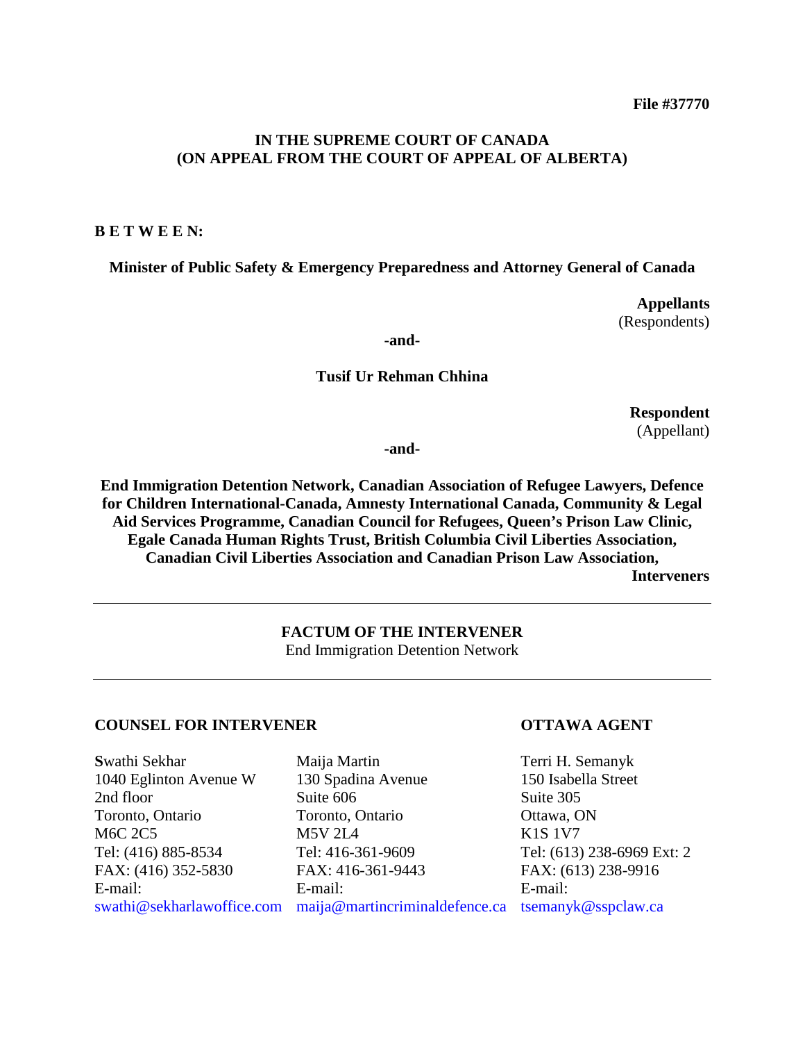**File #37770**

**IN THE SUPREME COURT OF CANADA**
**(ON APPEAL FROM THE COURT OF APPEAL OF ALBERTA)**

**B E T W E E N:**

**Minister of Public Safety & Emergency Preparedness and Attorney General of Canada**

**Appellants**
(Respondents)

**-and-**

**Tusif Ur Rehman Chhina**

**Respondent**
(Appellant)

**-and-**

**End Immigration Detention Network, Canadian Association of Refugee Lawyers, Defence for Children International-Canada, Amnesty International Canada, Community & Legal Aid Services Programme, Canadian Council for Refugees, Queen's Prison Law Clinic, Egale Canada Human Rights Trust, British Columbia Civil Liberties Association, Canadian Civil Liberties Association and Canadian Prison Law Association,**
**Interveners**

---

**FACTUM OF THE INTERVENER**
End Immigration Detention Network

---

| **COUNSEL FOR INTERVENER** | | **OTTAWA AGENT** |
|---|---|---|
| Swathi Sekhar | Maija Martin | Terri H. Semanyk |
| 1040 Eglinton Avenue W | 130 Spadina Avenue | 150 Isabella Street |
| 2nd floor | Suite 606 | Suite 305 |
| Toronto, Ontario | Toronto, Ontario | Ottawa, ON |
| M6C 2C5 | M5V 2L4 | K1S 1V7 |
| Tel: (416) 885-8534 | Tel: 416-361-9609 | Tel: (613) 238-6969 Ext: 2 |
| FAX: (416) 352-5830 | FAX: 416-361-9443 | FAX: (613) 238-9916 |
| E-mail: | E-mail: | E-mail: |
| swathi@sekharlawoffice.com | maija@martincriminaldefence.ca | tsemanyk@sspclaw.ca |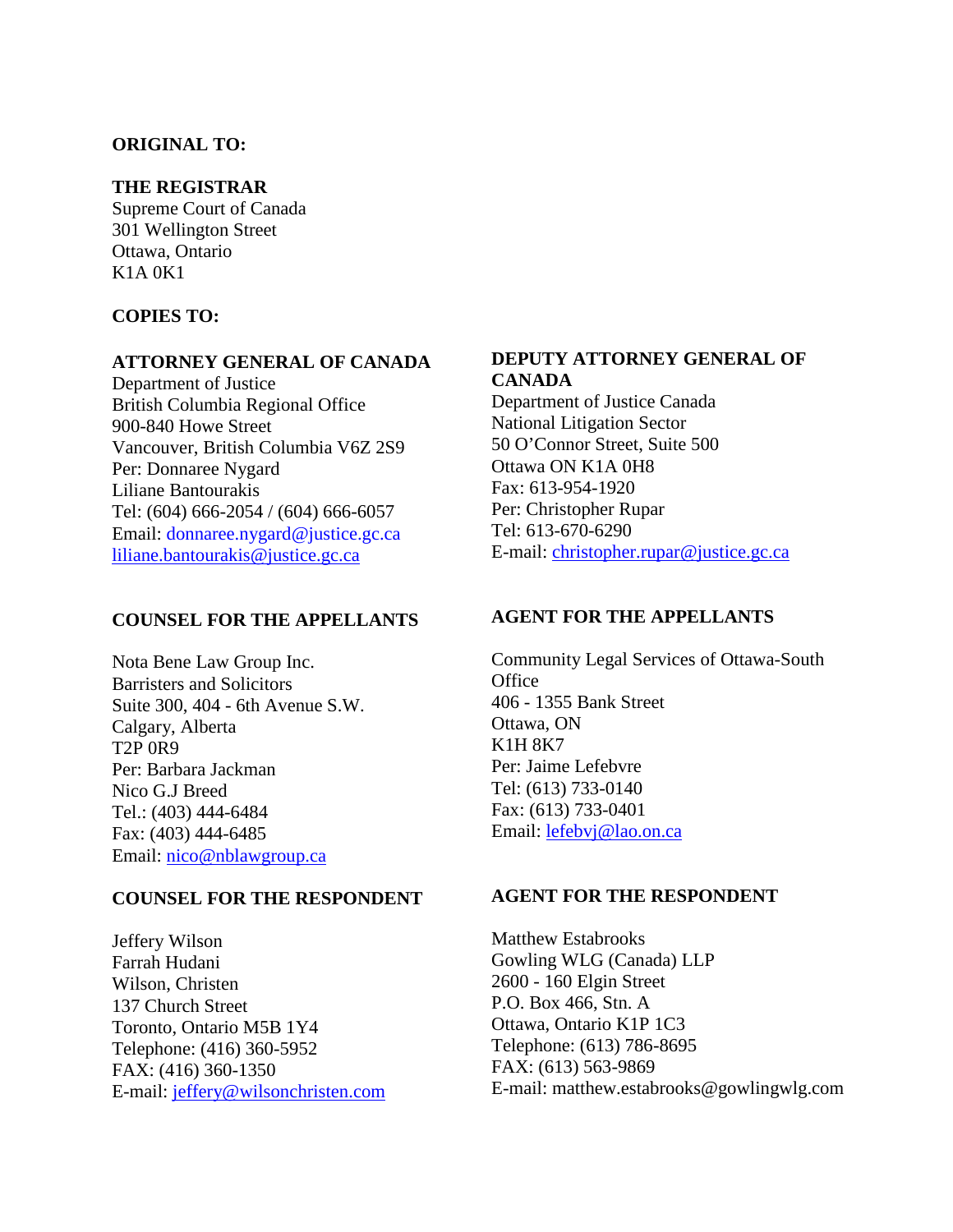**ORIGINAL TO:**

**THE REGISTRAR**
Supreme Court of Canada
301 Wellington Street
Ottawa, Ontario
K1A 0K1

**COPIES TO:**

**ATTORNEY GENERAL OF CANADA**
Department of Justice
British Columbia Regional Office
900-840 Howe Street
Vancouver, British Columbia V6Z 2S9
Per: Donnaree Nygard
Liliane Bantourakis
Tel: (604) 666-2054 / (604) 666-6057
Email: donnaree.nygard@justice.gc.ca
liliane.bantourakis@justice.gc.ca

**DEPUTY ATTORNEY GENERAL OF CANADA**
Department of Justice Canada
National Litigation Sector
50 O'Connor Street, Suite 500
Ottawa ON K1A 0H8
Fax: 613-954-1920
Per: Christopher Rupar
Tel: 613-670-6290
E-mail: christopher.rupar@justice.gc.ca

**COUNSEL FOR THE APPELLANTS**

Nota Bene Law Group Inc.
Barristers and Solicitors
Suite 300, 404 - 6th Avenue S.W.
Calgary, Alberta
T2P 0R9
Per: Barbara Jackman
Nico G.J Breed
Tel.: (403) 444-6484
Fax: (403) 444-6485
Email: nico@nblawgroup.ca

**AGENT FOR THE APPELLANTS**

Community Legal Services of Ottawa-South Office
406 - 1355 Bank Street
Ottawa, ON
K1H 8K7
Per: Jaime Lefebvre
Tel: (613) 733-0140
Fax: (613) 733-0401
Email: lefebvj@lao.on.ca

**COUNSEL FOR THE RESPONDENT**

Jeffery Wilson
Farrah Hudani
Wilson, Christen
137 Church Street
Toronto, Ontario M5B 1Y4
Telephone: (416) 360-5952
FAX: (416) 360-1350
E-mail: jeffery@wilsonchristen.com

**AGENT FOR THE RESPONDENT**

Matthew Estabrooks
Gowling WLG (Canada) LLP
2600 - 160 Elgin Street
P.O. Box 466, Stn. A
Ottawa, Ontario K1P 1C3
Telephone: (613) 786-8695
FAX: (613) 563-9869
E-mail: matthew.estabrooks@gowlingwlg.com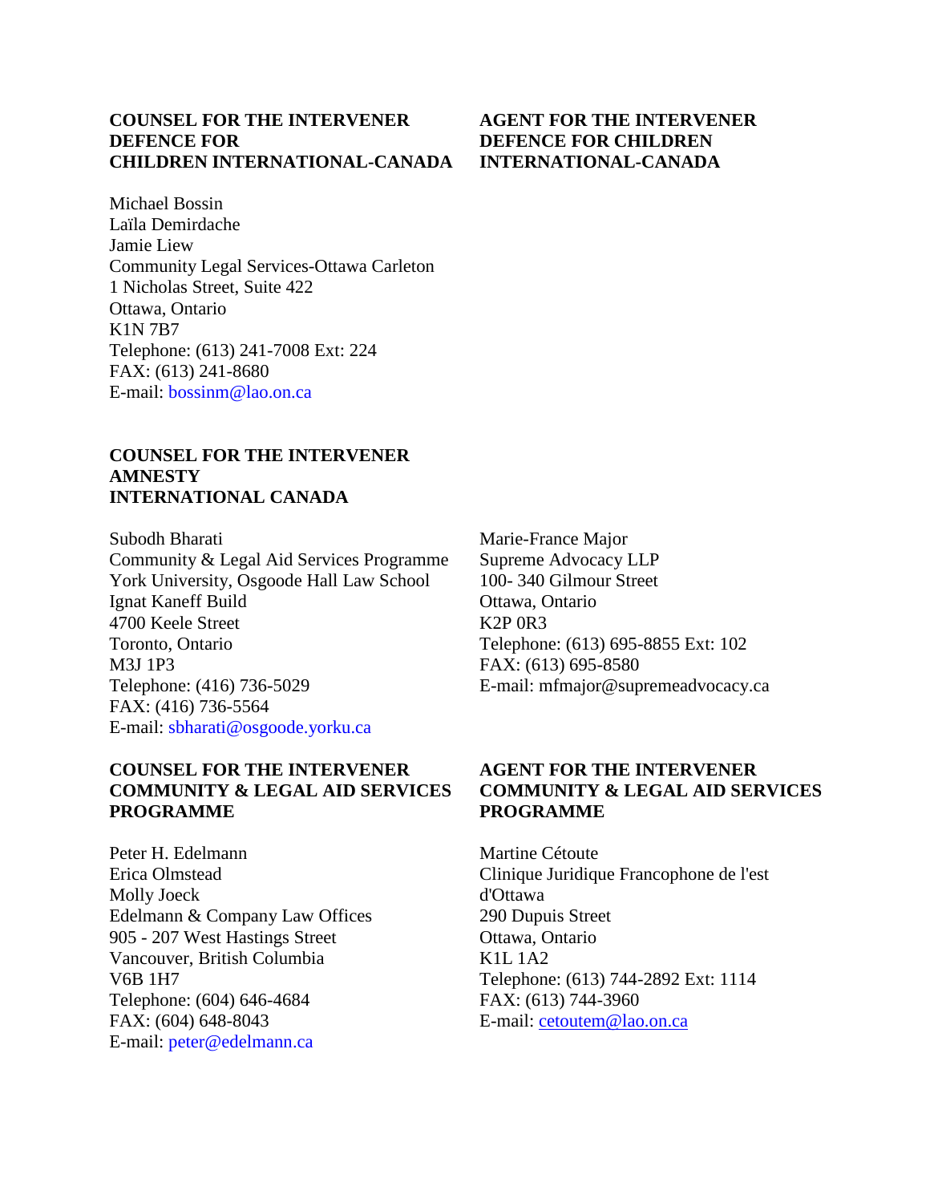**COUNSEL FOR THE INTERVENER DEFENCE FOR CHILDREN INTERNATIONAL-CANADA**

Michael Bossin
Laïla Demirdache
Jamie Liew
Community Legal Services-Ottawa Carleton
1 Nicholas Street, Suite 422
Ottawa, Ontario
K1N 7B7
Telephone: (613) 241-7008 Ext: 224
FAX: (613) 241-8680
E-mail: bossinm@lao.on.ca

**AGENT FOR THE INTERVENER DEFENCE FOR CHILDREN INTERNATIONAL-CANADA**

**COUNSEL FOR THE INTERVENER AMNESTY INTERNATIONAL CANADA**

Subodh Bharati
Community & Legal Aid Services Programme
York University, Osgoode Hall Law School
Ignat Kaneff Build
4700 Keele Street
Toronto, Ontario
M3J 1P3
Telephone: (416) 736-5029
FAX: (416) 736-5564
E-mail: sbharati@osgoode.yorku.ca

Marie-France Major
Supreme Advocacy LLP
100- 340 Gilmour Street
Ottawa, Ontario
K2P 0R3
Telephone: (613) 695-8855 Ext: 102
FAX: (613) 695-8580
E-mail: mfmajor@supremeadvocacy.ca

**COUNSEL FOR THE INTERVENER COMMUNITY & LEGAL AID SERVICES PROGRAMME**

Peter H. Edelmann
Erica Olmstead
Molly Joeck
Edelmann & Company Law Offices
905 - 207 West Hastings Street
Vancouver, British Columbia
V6B 1H7
Telephone: (604) 646-4684
FAX: (604) 648-8043
E-mail: peter@edelmann.ca

**AGENT FOR THE INTERVENER COMMUNITY & LEGAL AID SERVICES PROGRAMME**

Martine Cétoute
Clinique Juridique Francophone de l'est d'Ottawa
290 Dupuis Street
Ottawa, Ontario
K1L 1A2
Telephone: (613) 744-2892 Ext: 1114
FAX: (613) 744-3960
E-mail: cetoutem@lao.on.ca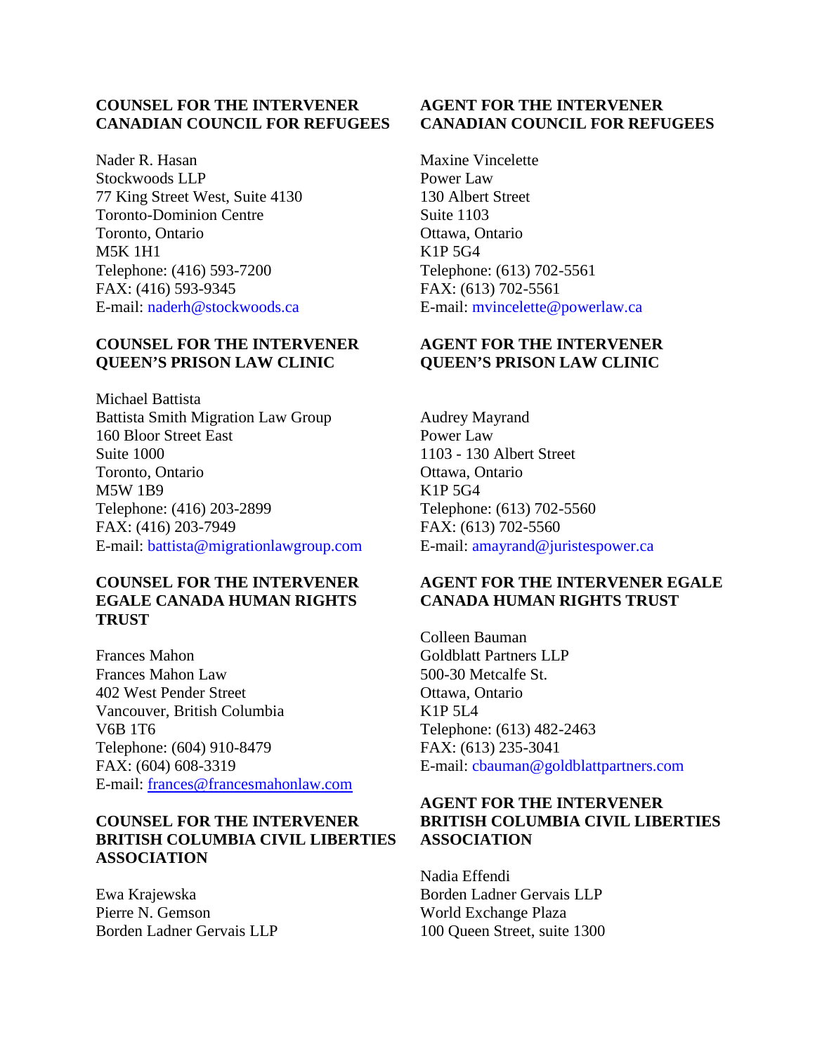**COUNSEL FOR THE INTERVENER CANADIAN COUNCIL FOR REFUGEES**

Nader R. Hasan
Stockwoods LLP
77 King Street West, Suite 4130
Toronto-Dominion Centre
Toronto, Ontario
M5K 1H1
Telephone: (416) 593-7200
FAX: (416) 593-9345
E-mail: naderh@stockwoods.ca

**AGENT FOR THE INTERVENER CANADIAN COUNCIL FOR REFUGEES**

Maxine Vincelette
Power Law
130 Albert Street
Suite 1103
Ottawa, Ontario
K1P 5G4
Telephone: (613) 702-5561
FAX: (613) 702-5561
E-mail: mvincelette@powerlaw.ca

**COUNSEL FOR THE INTERVENER QUEEN'S PRISON LAW CLINIC**

Michael Battista
Battista Smith Migration Law Group
160 Bloor Street East
Suite 1000
Toronto, Ontario
M5W 1B9
Telephone: (416) 203-2899
FAX: (416) 203-7949
E-mail: battista@migrationlawgroup.com

**AGENT FOR THE INTERVENER QUEEN'S PRISON LAW CLINIC**

Audrey Mayrand
Power Law
1103 - 130 Albert Street
Ottawa, Ontario
K1P 5G4
Telephone: (613) 702-5560
FAX: (613) 702-5560
E-mail: amayrand@juristespower.ca

**COUNSEL FOR THE INTERVENER EGALE CANADA HUMAN RIGHTS TRUST**

Frances Mahon
Frances Mahon Law
402 West Pender Street
Vancouver, British Columbia
V6B 1T6
Telephone: (604) 910-8479
FAX: (604) 608-3319
E-mail: frances@francesmahonlaw.com

**AGENT FOR THE INTERVENER EGALE CANADA HUMAN RIGHTS TRUST**

Colleen Bauman
Goldblatt Partners LLP
500-30 Metcalfe St.
Ottawa, Ontario
K1P 5L4
Telephone: (613) 482-2463
FAX: (613) 235-3041
E-mail: cbauman@goldblattpartners.com

**COUNSEL FOR THE INTERVENER BRITISH COLUMBIA CIVIL LIBERTIES ASSOCIATION**

Ewa Krajewska
Pierre N. Gemson
Borden Ladner Gervais LLP

**AGENT FOR THE INTERVENER BRITISH COLUMBIA CIVIL LIBERTIES ASSOCIATION**

Nadia Effendi
Borden Ladner Gervais LLP
World Exchange Plaza
100 Queen Street, suite 1300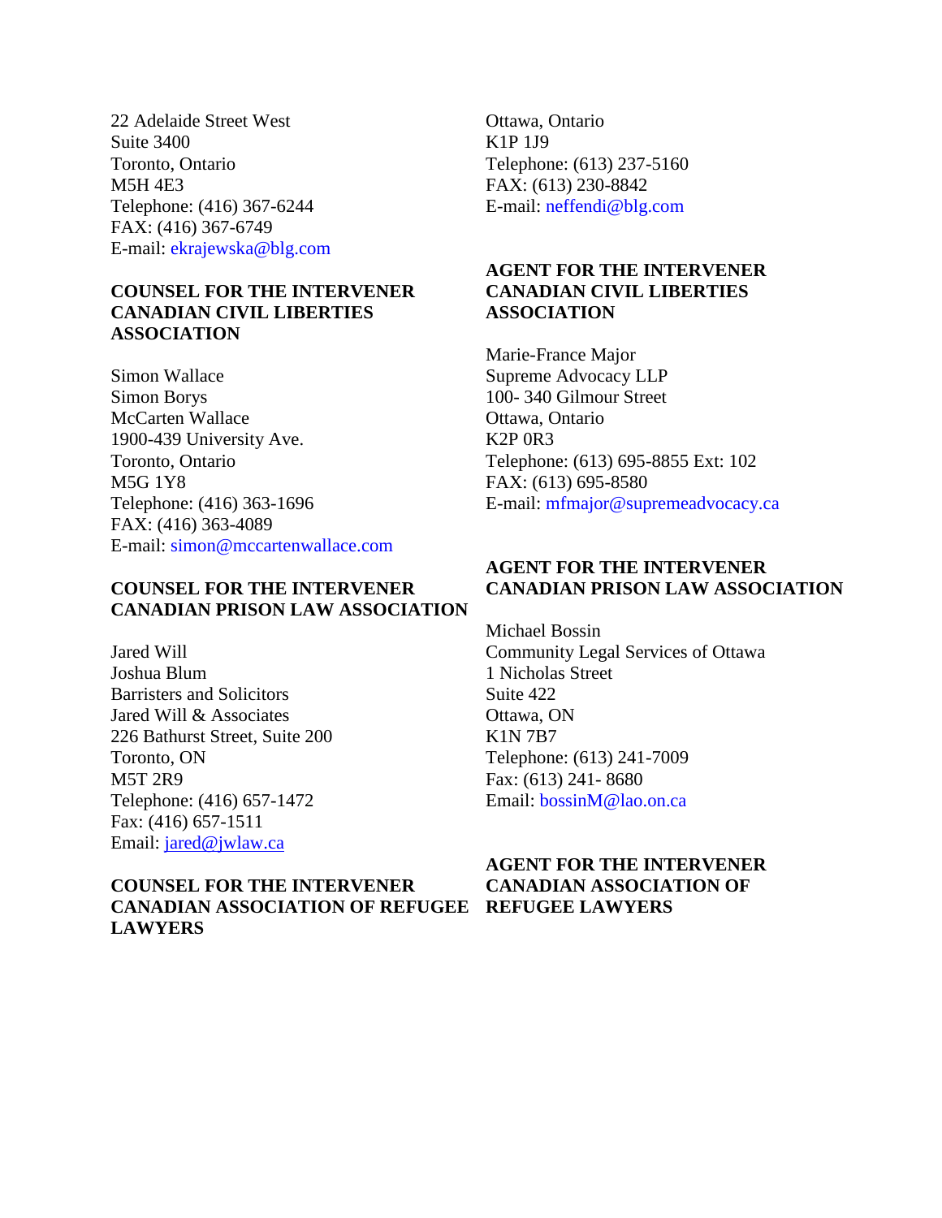22 Adelaide Street West
Suite 3400
Toronto, Ontario
M5H 4E3
Telephone: (416) 367-6244
FAX: (416) 367-6749
E-mail: ekrajewska@blg.com

**COUNSEL FOR THE INTERVENER CANADIAN CIVIL LIBERTIES ASSOCIATION**

Ottawa, Ontario
K1P 1J9
Telephone: (613) 237-5160
FAX: (613) 230-8842
E-mail: neffendi@blg.com

**AGENT FOR THE INTERVENER CANADIAN CIVIL LIBERTIES ASSOCIATION**

Simon Wallace
Simon Borys
McCarten Wallace
1900-439 University Ave.
Toronto, Ontario
M5G 1Y8
Telephone: (416) 363-1696
FAX: (416) 363-4089
E-mail: simon@mccartenwallace.com

**COUNSEL FOR THE INTERVENER CANADIAN PRISON LAW ASSOCIATION**

Marie-France Major
Supreme Advocacy LLP
100- 340 Gilmour Street
Ottawa, Ontario
K2P 0R3
Telephone: (613) 695-8855 Ext: 102
FAX: (613) 695-8580
E-mail: mfmajor@supremeadvocacy.ca

**AGENT FOR THE INTERVENER CANADIAN PRISON LAW ASSOCIATION**

Jared Will
Joshua Blum
Barristers and Solicitors
Jared Will & Associates
226 Bathurst Street, Suite 200
Toronto, ON
M5T 2R9
Telephone: (416) 657-1472
Fax: (416) 657-1511
Email: jared@jwlaw.ca

**COUNSEL FOR THE INTERVENER CANADIAN ASSOCIATION OF REFUGEE LAWYERS**

Michael Bossin
Community Legal Services of Ottawa
1 Nicholas Street
Suite 422
Ottawa, ON
K1N 7B7
Telephone: (613) 241-7009
Fax: (613) 241- 8680
Email: bossinM@lao.on.ca

**AGENT FOR THE INTERVENER CANADIAN ASSOCIATION OF REFUGEE LAWYERS**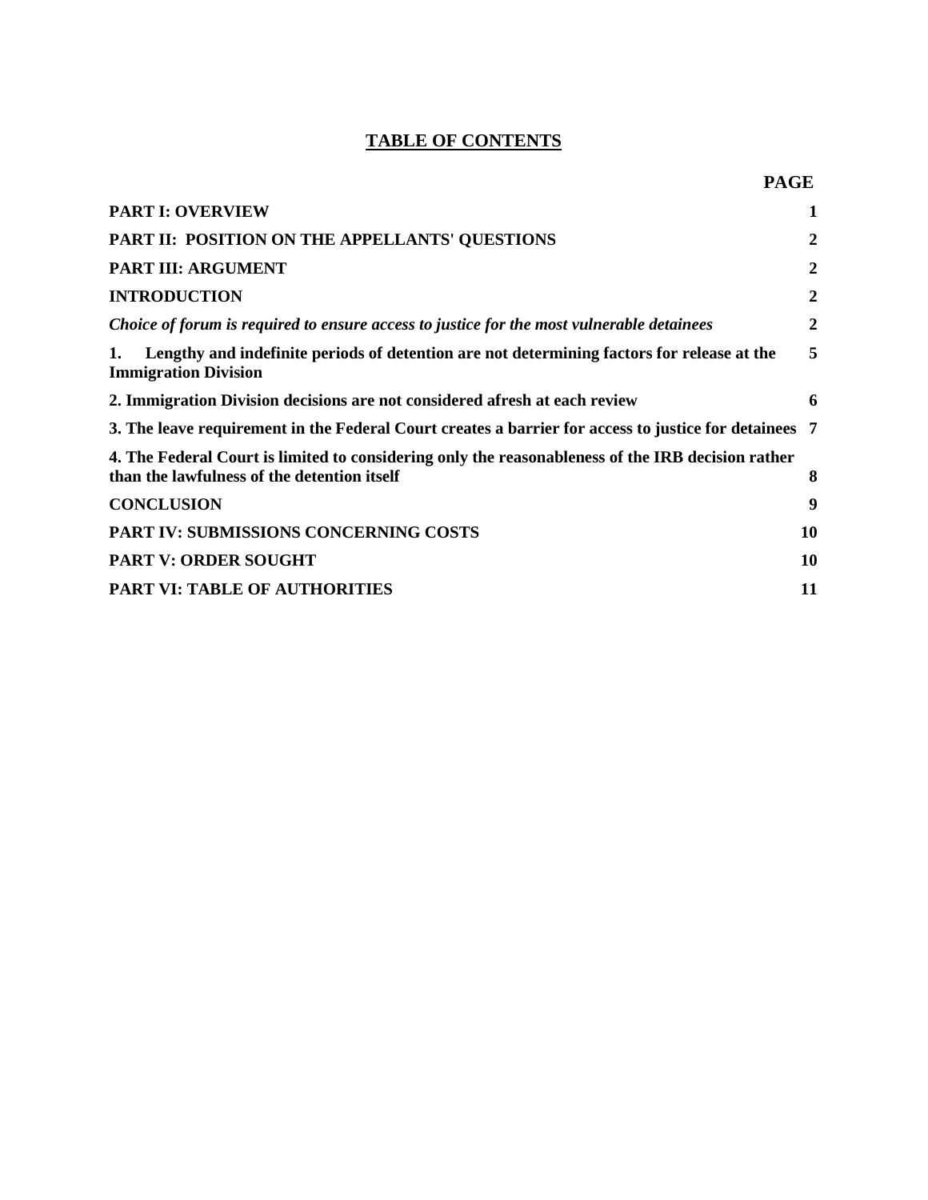## TABLE OF CONTENTS

| | PAGE |
|---|---|
| **PART I: OVERVIEW** | **1** |
| **PART II: POSITION ON THE APPELLANTS' QUESTIONS** | **2** |
| **PART III: ARGUMENT** | **2** |
| **INTRODUCTION** | **2** |
| ***Choice of forum is required to ensure access to justice for the most vulnerable detainees*** | **2** |
| **1. Lengthy and indefinite periods of detention are not determining factors for release at the Immigration Division** | **5** |
| **2. Immigration Division decisions are not considered afresh at each review** | **6** |
| **3. The leave requirement in the Federal Court creates a barrier for access to justice for detainees** | **7** |
| **4. The Federal Court is limited to considering only the reasonableness of the IRB decision rather than the lawfulness of the detention itself** | **8** |
| **CONCLUSION** | **9** |
| **PART IV: SUBMISSIONS CONCERNING COSTS** | **10** |
| **PART V: ORDER SOUGHT** | **10** |
| **PART VI: TABLE OF AUTHORITIES** | **11** |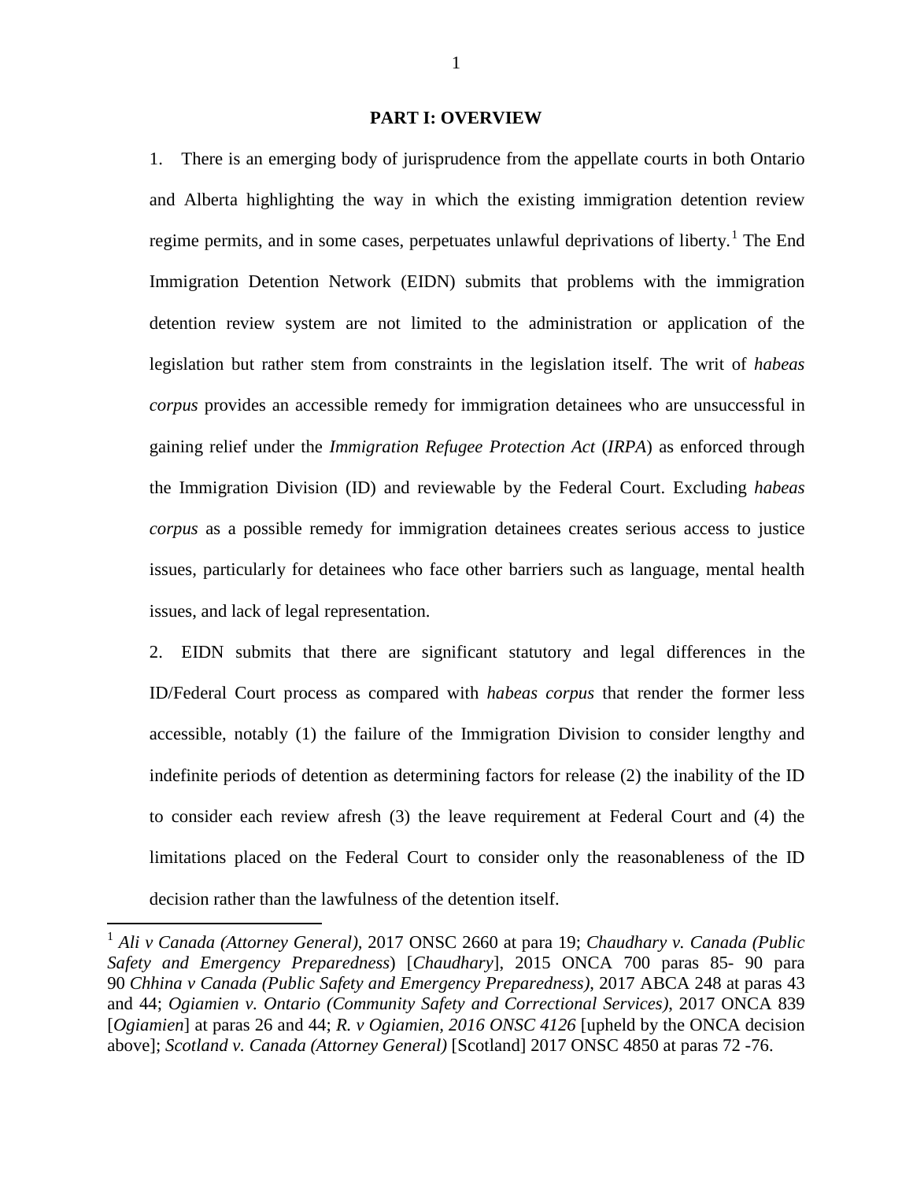## PART I: OVERVIEW

1. There is an emerging body of jurisprudence from the appellate courts in both Ontario and Alberta highlighting the way in which the existing immigration detention review regime permits, and in some cases, perpetuates unlawful deprivations of liberty.[1] The End Immigration Detention Network (EIDN) submits that problems with the immigration detention review system are not limited to the administration or application of the legislation but rather stem from constraints in the legislation itself. The writ of *habeas corpus* provides an accessible remedy for immigration detainees who are unsuccessful in gaining relief under the *Immigration Refugee Protection Act* (*IRPA*) as enforced through the Immigration Division (ID) and reviewable by the Federal Court. Excluding *habeas corpus* as a possible remedy for immigration detainees creates serious access to justice issues, particularly for detainees who face other barriers such as language, mental health issues, and lack of legal representation.

2. EIDN submits that there are significant statutory and legal differences in the ID/Federal Court process as compared with *habeas corpus* that render the former less accessible, notably (1) the failure of the Immigration Division to consider lengthy and indefinite periods of detention as determining factors for release (2) the inability of the ID to consider each review afresh (3) the leave requirement at Federal Court and (4) the limitations placed on the Federal Court to consider only the reasonableness of the ID decision rather than the lawfulness of the detention itself.

---

[1] *Ali v Canada (Attorney General)*, 2017 ONSC 2660 at para 19; *Chaudhary v. Canada (Public Safety and Emergency Preparedness*) [*Chaudhary*], 2015 ONCA 700 paras 85- 90 para 90 *Chhina v Canada (Public Safety and Emergency Preparedness)*, 2017 ABCA 248 at paras 43 and 44; *Ogiamien v. Ontario (Community Safety and Correctional Services)*, 2017 ONCA 839 [*Ogiamien*] at paras 26 and 44; *R. v Ogiamien, 2016 ONSC 4126* [upheld by the ONCA decision above]; *Scotland v. Canada (Attorney General)* [Scotland] 2017 ONSC 4850 at paras 72 -76.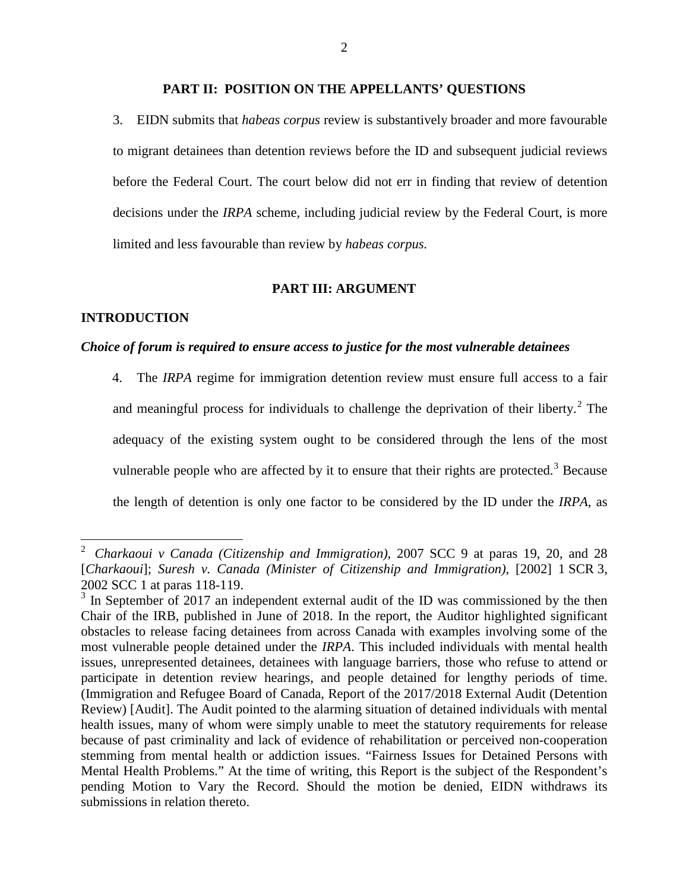## PART II: POSITION ON THE APPELLANTS' QUESTIONS

3. EIDN submits that *habeas corpus* review is substantively broader and more favourable to migrant detainees than detention reviews before the ID and subsequent judicial reviews before the Federal Court. The court below did not err in finding that review of detention decisions under the *IRPA* scheme, including judicial review by the Federal Court, is more limited and less favourable than review by *habeas corpus.*

## PART III: ARGUMENT

### INTRODUCTION

#### *Choice of forum is required to ensure access to justice for the most vulnerable detainees*

4. The *IRPA* regime for immigration detention review must ensure full access to a fair and meaningful process for individuals to challenge the deprivation of their liberty.[2] The adequacy of the existing system ought to be considered through the lens of the most vulnerable people who are affected by it to ensure that their rights are protected.[3] Because the length of detention is only one factor to be considered by the ID under the *IRPA*, as

---

[2] *Charkaoui v Canada (Citizenship and Immigration)*, 2007 SCC 9 at paras 19, 20, and 28 [*Charkaoui*]; *Suresh v. Canada (Minister of Citizenship and Immigration)*, [2002] 1 SCR 3, 2002 SCC 1 at paras 118-119.

[3] In September of 2017 an independent external audit of the ID was commissioned by the then Chair of the IRB, published in June of 2018. In the report, the Auditor highlighted significant obstacles to release facing detainees from across Canada with examples involving some of the most vulnerable people detained under the *IRPA*. This included individuals with mental health issues, unrepresented detainees, detainees with language barriers, those who refuse to attend or participate in detention review hearings, and people detained for lengthy periods of time. (Immigration and Refugee Board of Canada, Report of the 2017/2018 External Audit (Detention Review) [Audit]. The Audit pointed to the alarming situation of detained individuals with mental health issues, many of whom were simply unable to meet the statutory requirements for release because of past criminality and lack of evidence of rehabilitation or perceived non-cooperation stemming from mental health or addiction issues. "Fairness Issues for Detained Persons with Mental Health Problems." At the time of writing, this Report is the subject of the Respondent's pending Motion to Vary the Record. Should the motion be denied, EIDN withdraws its submissions in relation thereto.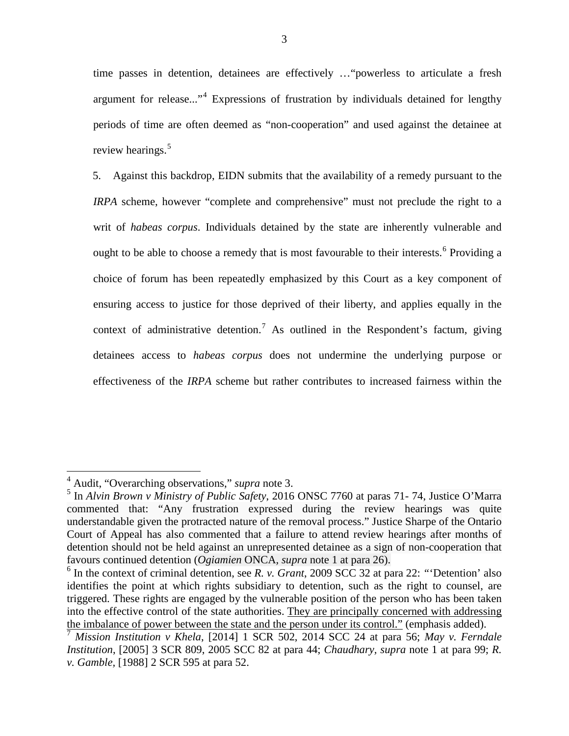time passes in detention, detainees are effectively …"powerless to articulate a fresh argument for release..."[4] Expressions of frustration by individuals detained for lengthy periods of time are often deemed as "non-cooperation" and used against the detainee at review hearings.[5]

5. Against this backdrop, EIDN submits that the availability of a remedy pursuant to the *IRPA* scheme, however "complete and comprehensive" must not preclude the right to a writ of *habeas corpus*. Individuals detained by the state are inherently vulnerable and ought to be able to choose a remedy that is most favourable to their interests.[6] Providing a choice of forum has been repeatedly emphasized by this Court as a key component of ensuring access to justice for those deprived of their liberty, and applies equally in the context of administrative detention.[7] As outlined in the Respondent's factum, giving detainees access to *habeas corpus* does not undermine the underlying purpose or effectiveness of the *IRPA* scheme but rather contributes to increased fairness within the

---

[4] Audit, "Overarching observations," *supra* note 3.

[5] In *Alvin Brown v Ministry of Public Safety*, 2016 ONSC 7760 at paras 71- 74, Justice O'Marra commented that: "Any frustration expressed during the review hearings was quite understandable given the protracted nature of the removal process." Justice Sharpe of the Ontario Court of Appeal has also commented that a failure to attend review hearings after months of detention should not be held against an unrepresented detainee as a sign of non-cooperation that favours continued detention (*Ogiamien* ONCA, *supra* note 1 at para 26).

[6] In the context of criminal detention, see *R. v. Grant*, 2009 SCC 32 at para 22: "'Detention' also identifies the point at which rights subsidiary to detention, such as the right to counsel, are triggered. These rights are engaged by the vulnerable position of the person who has been taken into the effective control of the state authorities. <u>They are principally concerned with addressing the imbalance of power between the state and the person under its control."</u> (emphasis added).

[7] *Mission Institution v Khela*, [2014] 1 SCR 502, 2014 SCC 24 at para 56; *May v. Ferndale Institution*, [2005] 3 SCR 809, 2005 SCC 82 at para 44; *Chaudhary, supra* note 1 at para 99; *R. v. Gamble*, [1988] 2 SCR 595 at para 52.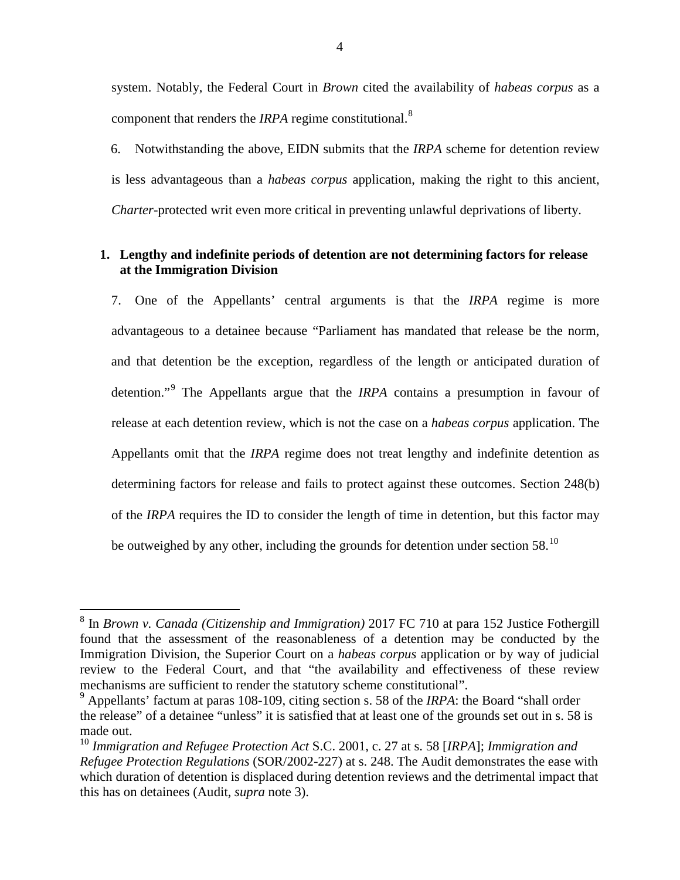system. Notably, the Federal Court in *Brown* cited the availability of *habeas corpus* as a component that renders the *IRPA* regime constitutional.[8]

6. Notwithstanding the above, EIDN submits that the *IRPA* scheme for detention review is less advantageous than a *habeas corpus* application, making the right to this ancient, *Charter*-protected writ even more critical in preventing unlawful deprivations of liberty.

**1. Lengthy and indefinite periods of detention are not determining factors for release at the Immigration Division**

7. One of the Appellants' central arguments is that the *IRPA* regime is more advantageous to a detainee because "Parliament has mandated that release be the norm, and that detention be the exception, regardless of the length or anticipated duration of detention."[9] The Appellants argue that the *IRPA* contains a presumption in favour of release at each detention review, which is not the case on a *habeas corpus* application. The Appellants omit that the *IRPA* regime does not treat lengthy and indefinite detention as determining factors for release and fails to protect against these outcomes. Section 248(b) of the *IRPA* requires the ID to consider the length of time in detention, but this factor may be outweighed by any other, including the grounds for detention under section 58.[10]

---

[8] In *Brown v. Canada (Citizenship and Immigration)* 2017 FC 710 at para 152 Justice Fothergill found that the assessment of the reasonableness of a detention may be conducted by the Immigration Division, the Superior Court on a *habeas corpus* application or by way of judicial review to the Federal Court, and that "the availability and effectiveness of these review mechanisms are sufficient to render the statutory scheme constitutional".

[9] Appellants' factum at paras 108-109, citing section s. 58 of the *IRPA*: the Board "shall order the release" of a detainee "unless" it is satisfied that at least one of the grounds set out in s. 58 is made out.

[10] *Immigration and Refugee Protection Act* S.C. 2001, c. 27 at s. 58 [*IRPA*]; *Immigration and Refugee Protection Regulations* (SOR/2002-227) at s. 248. The Audit demonstrates the ease with which duration of detention is displaced during detention reviews and the detrimental impact that this has on detainees (Audit, *supra* note 3).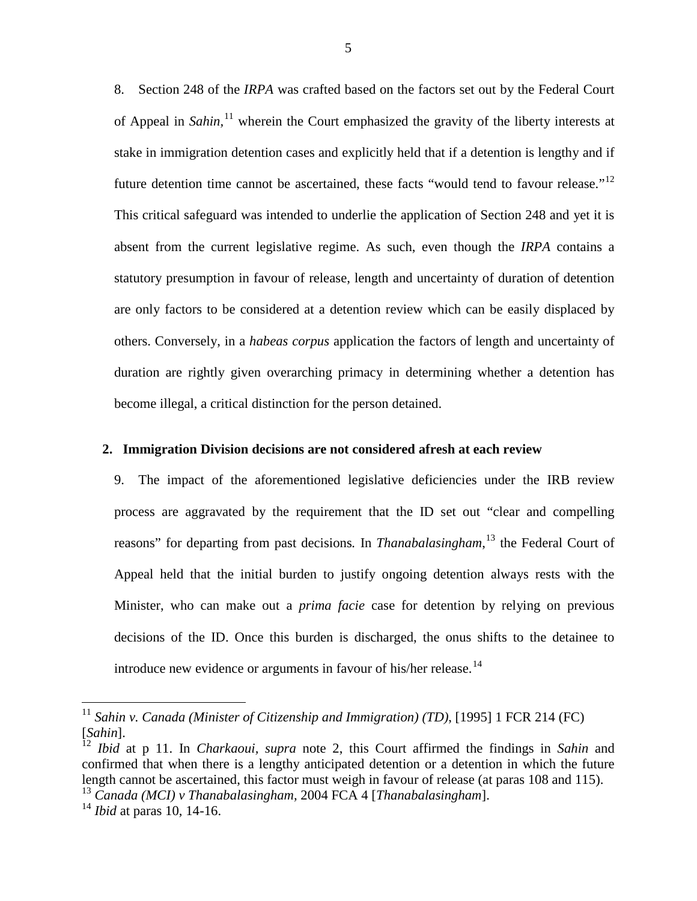8. Section 248 of the *IRPA* was crafted based on the factors set out by the Federal Court of Appeal in *Sahin*,[11] wherein the Court emphasized the gravity of the liberty interests at stake in immigration detention cases and explicitly held that if a detention is lengthy and if future detention time cannot be ascertained, these facts "would tend to favour release."[12] This critical safeguard was intended to underlie the application of Section 248 and yet it is absent from the current legislative regime. As such, even though the *IRPA* contains a statutory presumption in favour of release, length and uncertainty of duration of detention are only factors to be considered at a detention review which can be easily displaced by others. Conversely, in a *habeas corpus* application the factors of length and uncertainty of duration are rightly given overarching primacy in determining whether a detention has become illegal, a critical distinction for the person detained.

## 2. Immigration Division decisions are not considered afresh at each review

9. The impact of the aforementioned legislative deficiencies under the IRB review process are aggravated by the requirement that the ID set out "clear and compelling reasons" for departing from past decisions. In *Thanabalasingham*,[13] the Federal Court of Appeal held that the initial burden to justify ongoing detention always rests with the Minister, who can make out a *prima facie* case for detention by relying on previous decisions of the ID. Once this burden is discharged, the onus shifts to the detainee to introduce new evidence or arguments in favour of his/her release.[14]

---

[11] *Sahin v. Canada (Minister of Citizenship and Immigration) (TD)*, [1995] 1 FCR 214 (FC) [*Sahin*].

[12] *Ibid* at p 11. In *Charkaoui, supra* note 2, this Court affirmed the findings in *Sahin* and confirmed that when there is a lengthy anticipated detention or a detention in which the future length cannot be ascertained, this factor must weigh in favour of release (at paras 108 and 115).

[13] *Canada (MCI) v Thanabalasingham*, 2004 FCA 4 [*Thanabalasingham*].

[14] *Ibid* at paras 10, 14-16.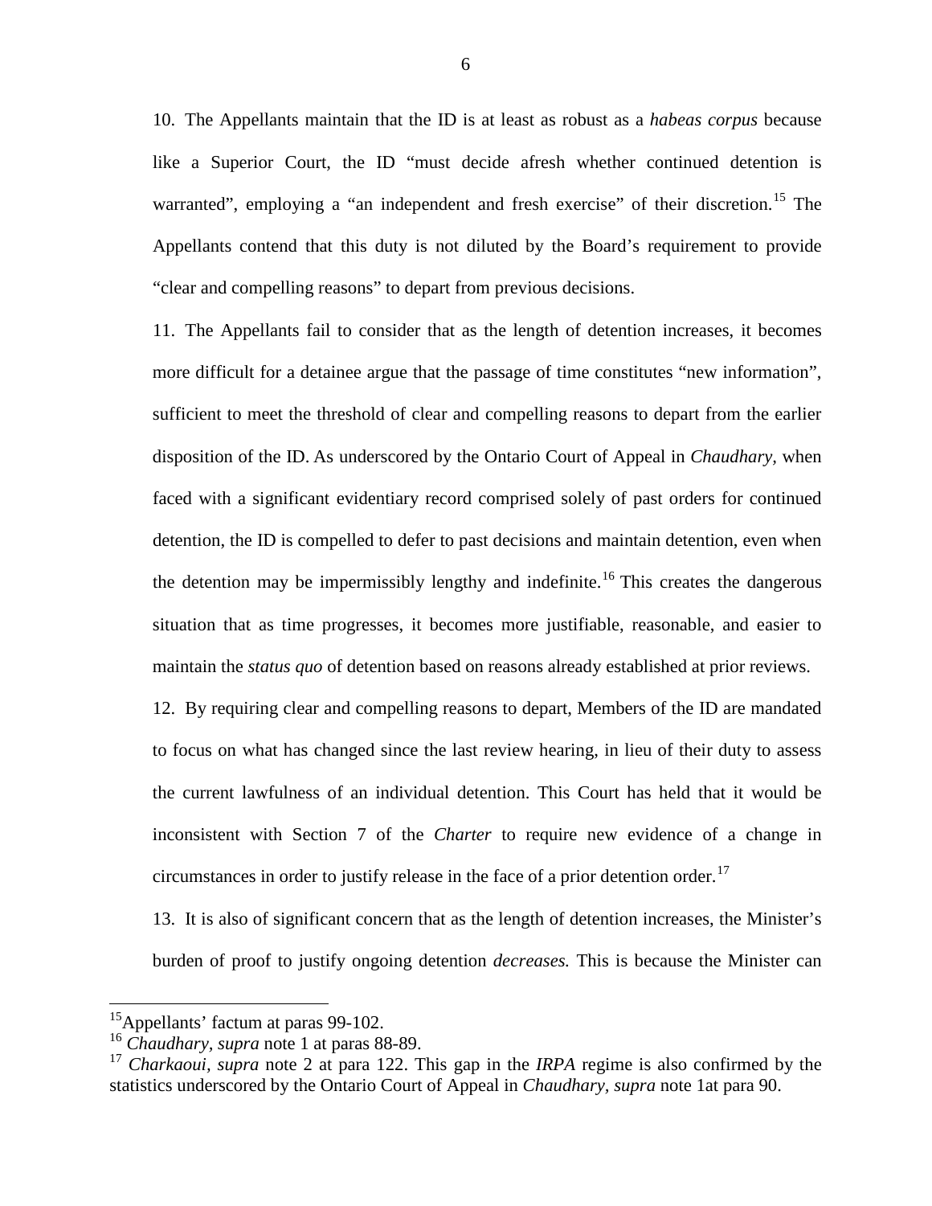10. The Appellants maintain that the ID is at least as robust as a *habeas corpus* because like a Superior Court, the ID "must decide afresh whether continued detention is warranted", employing a "an independent and fresh exercise" of their discretion.[15] The Appellants contend that this duty is not diluted by the Board's requirement to provide "clear and compelling reasons" to depart from previous decisions.

11. The Appellants fail to consider that as the length of detention increases, it becomes more difficult for a detainee argue that the passage of time constitutes "new information", sufficient to meet the threshold of clear and compelling reasons to depart from the earlier disposition of the ID. As underscored by the Ontario Court of Appeal in *Chaudhary*, when faced with a significant evidentiary record comprised solely of past orders for continued detention, the ID is compelled to defer to past decisions and maintain detention, even when the detention may be impermissibly lengthy and indefinite.[16] This creates the dangerous situation that as time progresses, it becomes more justifiable, reasonable, and easier to maintain the *status quo* of detention based on reasons already established at prior reviews.

12. By requiring clear and compelling reasons to depart, Members of the ID are mandated to focus on what has changed since the last review hearing, in lieu of their duty to assess the current lawfulness of an individual detention. This Court has held that it would be inconsistent with Section 7 of the *Charter* to require new evidence of a change in circumstances in order to justify release in the face of a prior detention order.[17]

13. It is also of significant concern that as the length of detention increases, the Minister's burden of proof to justify ongoing detention *decreases.* This is because the Minister can

---

[15] Appellants' factum at paras 99-102.

[16] *Chaudhary*, *supra* note 1 at paras 88-89.

[17] *Charkaoui*, *supra* note 2 at para 122. This gap in the *IRPA* regime is also confirmed by the statistics underscored by the Ontario Court of Appeal in *Chaudhary, supra* note 1at para 90.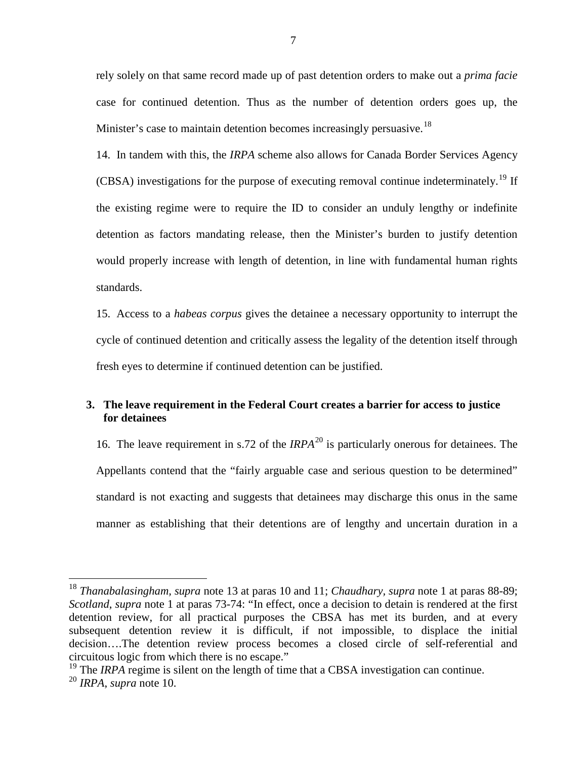rely solely on that same record made up of past detention orders to make out a *prima facie* case for continued detention. Thus as the number of detention orders goes up, the Minister's case to maintain detention becomes increasingly persuasive.[18]

14. In tandem with this, the *IRPA* scheme also allows for Canada Border Services Agency (CBSA) investigations for the purpose of executing removal continue indeterminately.[19] If the existing regime were to require the ID to consider an unduly lengthy or indefinite detention as factors mandating release, then the Minister's burden to justify detention would properly increase with length of detention, in line with fundamental human rights standards.

15. Access to a *habeas corpus* gives the detainee a necessary opportunity to interrupt the cycle of continued detention and critically assess the legality of the detention itself through fresh eyes to determine if continued detention can be justified.

### 3. The leave requirement in the Federal Court creates a barrier for access to justice for detainees

16. The leave requirement in s.72 of the *IRPA*[20] is particularly onerous for detainees. The Appellants contend that the "fairly arguable case and serious question to be determined" standard is not exacting and suggests that detainees may discharge this onus in the same manner as establishing that their detentions are of lengthy and uncertain duration in a

---

[18] *Thanabalasingham*, *supra* note 13 at paras 10 and 11; *Chaudhary*, *supra* note 1 at paras 88-89; *Scotland*, *supra* note 1 at paras 73-74: "In effect, once a decision to detain is rendered at the first detention review, for all practical purposes the CBSA has met its burden, and at every subsequent detention review it is difficult, if not impossible, to displace the initial decision….The detention review process becomes a closed circle of self-referential and circuitous logic from which there is no escape."

[19] The *IRPA* regime is silent on the length of time that a CBSA investigation can continue.

[20] *IRPA*, *supra* note 10.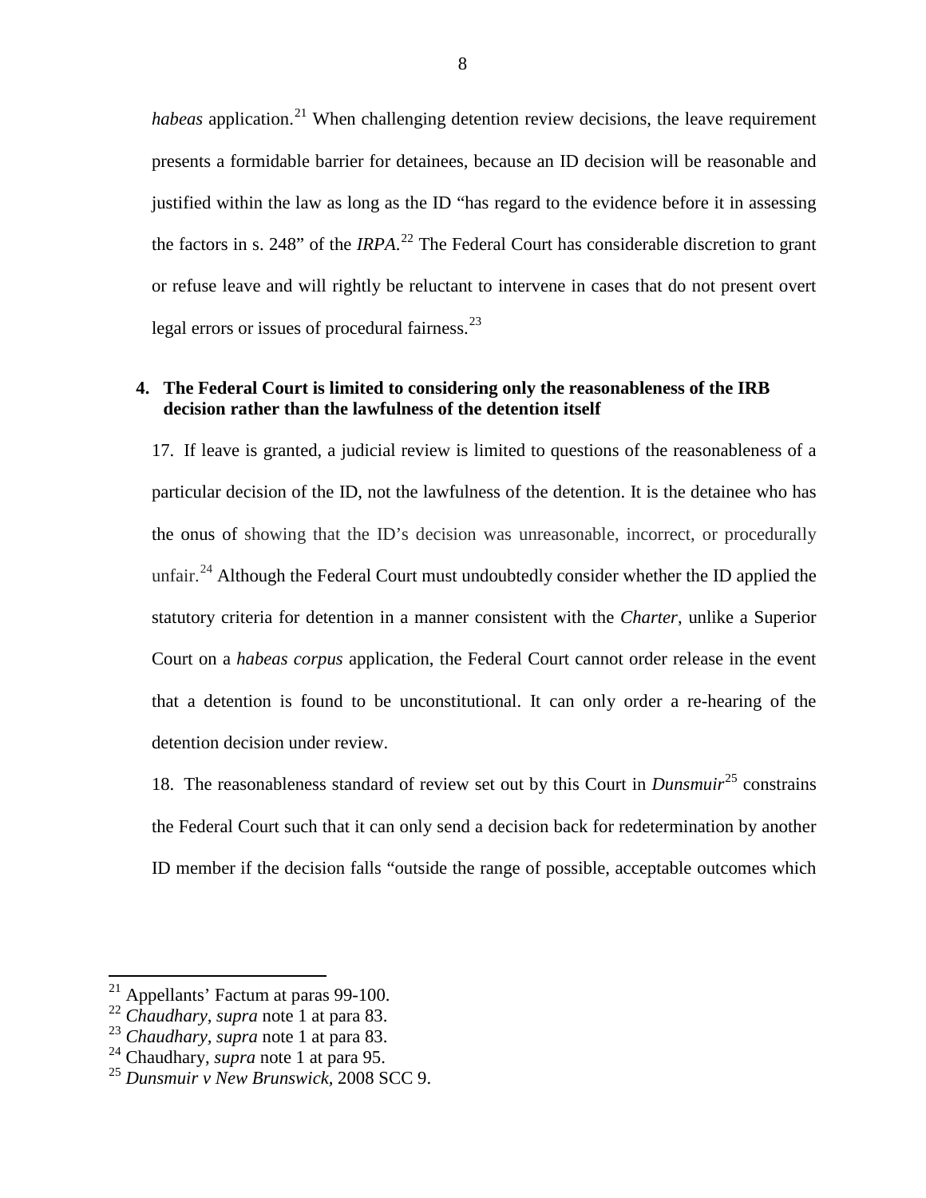*habeas* application.[21] When challenging detention review decisions, the leave requirement presents a formidable barrier for detainees, because an ID decision will be reasonable and justified within the law as long as the ID "has regard to the evidence before it in assessing the factors in s. 248" of the *IRPA*.[22] The Federal Court has considerable discretion to grant or refuse leave and will rightly be reluctant to intervene in cases that do not present overt legal errors or issues of procedural fairness.[23]

### 4. The Federal Court is limited to considering only the reasonableness of the IRB decision rather than the lawfulness of the detention itself

17. If leave is granted, a judicial review is limited to questions of the reasonableness of a particular decision of the ID, not the lawfulness of the detention. It is the detainee who has the onus of showing that the ID's decision was unreasonable, incorrect, or procedurally unfair.[24] Although the Federal Court must undoubtedly consider whether the ID applied the statutory criteria for detention in a manner consistent with the *Charter*, unlike a Superior Court on a *habeas corpus* application, the Federal Court cannot order release in the event that a detention is found to be unconstitutional. It can only order a re-hearing of the detention decision under review.

18. The reasonableness standard of review set out by this Court in *Dunsmuir*[25] constrains the Federal Court such that it can only send a decision back for redetermination by another ID member if the decision falls "outside the range of possible, acceptable outcomes which

---

[21] Appellants' Factum at paras 99-100.

[22] *Chaudhary*, *supra* note 1 at para 83.

[23] *Chaudhary*, *supra* note 1 at para 83.

[24] Chaudhary, *supra* note 1 at para 95.

[25] *Dunsmuir v New Brunswick*, 2008 SCC 9.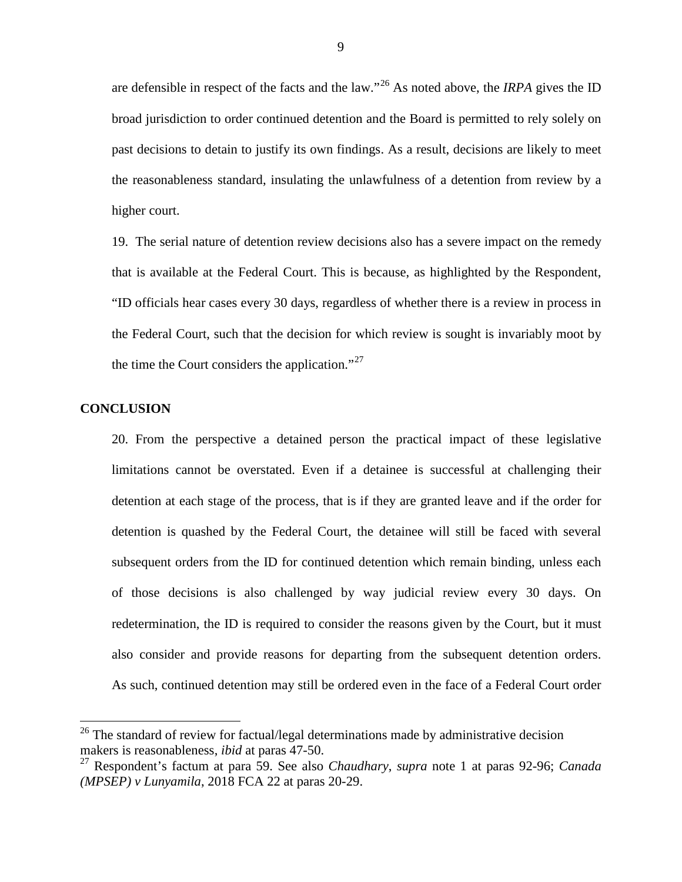are defensible in respect of the facts and the law."[26] As noted above, the *IRPA* gives the ID broad jurisdiction to order continued detention and the Board is permitted to rely solely on past decisions to detain to justify its own findings. As a result, decisions are likely to meet the reasonableness standard, insulating the unlawfulness of a detention from review by a higher court.

19. The serial nature of detention review decisions also has a severe impact on the remedy that is available at the Federal Court. This is because, as highlighted by the Respondent, "ID officials hear cases every 30 days, regardless of whether there is a review in process in the Federal Court, such that the decision for which review is sought is invariably moot by the time the Court considers the application."[27]

**CONCLUSION**

20. From the perspective a detained person the practical impact of these legislative limitations cannot be overstated. Even if a detainee is successful at challenging their detention at each stage of the process, that is if they are granted leave and if the order for detention is quashed by the Federal Court, the detainee will still be faced with several subsequent orders from the ID for continued detention which remain binding, unless each of those decisions is also challenged by way judicial review every 30 days. On redetermination, the ID is required to consider the reasons given by the Court, but it must also consider and provide reasons for departing from the subsequent detention orders. As such, continued detention may still be ordered even in the face of a Federal Court order

---

[26] The standard of review for factual/legal determinations made by administrative decision makers is reasonableness, *ibid* at paras 47-50.

[27] Respondent's factum at para 59. See also *Chaudhary*, *supra* note 1 at paras 92-96; *Canada (MPSEP) v Lunyamila*, 2018 FCA 22 at paras 20-29.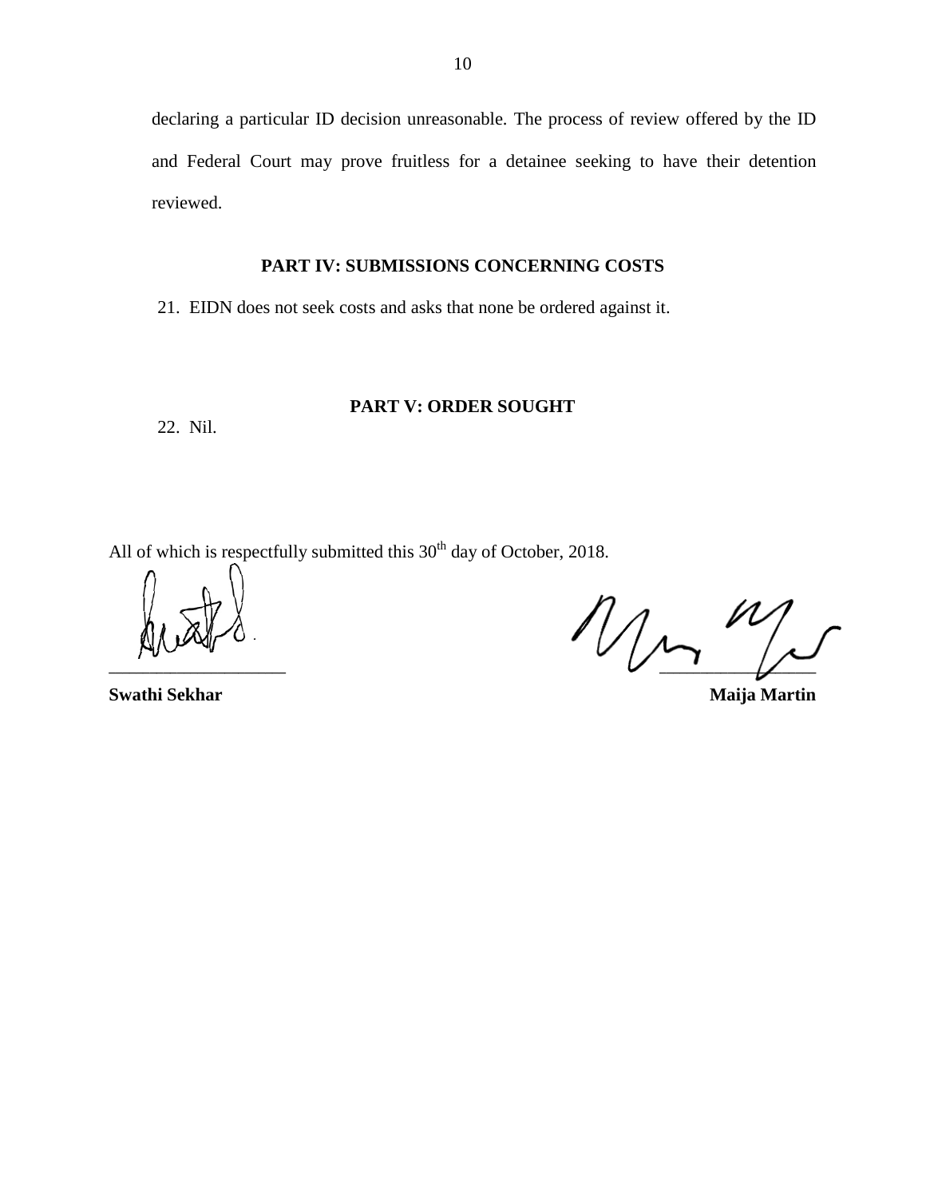declaring a particular ID decision unreasonable. The process of review offered by the ID and Federal Court may prove fruitless for a detainee seeking to have their detention reviewed.

## PART IV: SUBMISSIONS CONCERNING COSTS

21. EIDN does not seek costs and asks that none be ordered against it.

## PART V: ORDER SOUGHT

22. Nil.

All of which is respectfully submitted this 30th day of October, 2018.

___________________ ___________________

**Swathi Sekhar** **Maija Martin**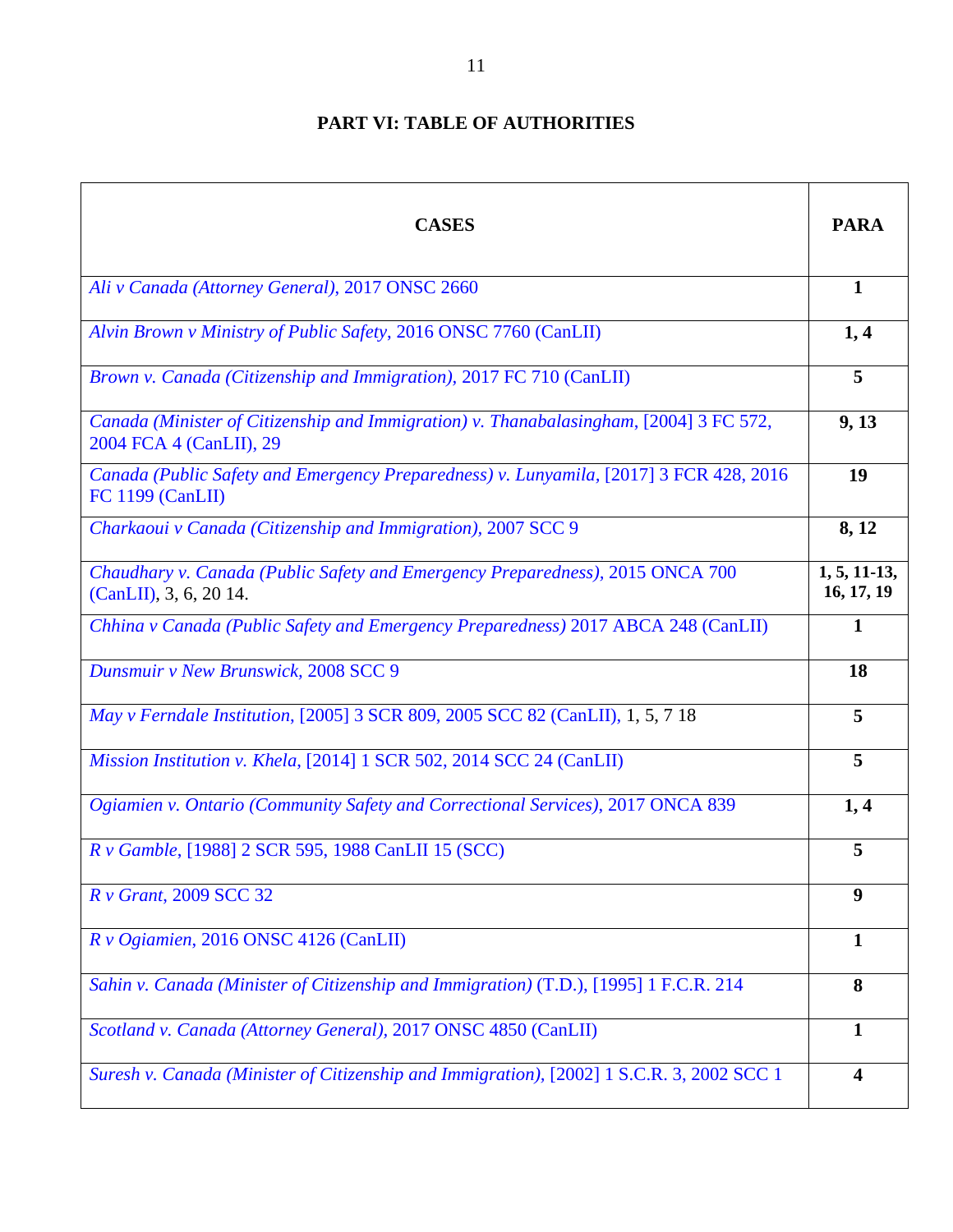## PART VI: TABLE OF AUTHORITIES

| CASES | PARA |
|---|---|
| *Ali v Canada (Attorney General),* 2017 ONSC 2660 | **1** |
| *Alvin Brown v Ministry of Public Safety*, 2016 ONSC 7760 (CanLII) | **1, 4** |
| *Brown v. Canada (Citizenship and Immigration),* 2017 FC 710 (CanLII) | **5** |
| *Canada (Minister of Citizenship and Immigration) v. Thanabalasingham,* [2004] 3 FC 572, 2004 FCA 4 (CanLII), 29 | **9, 13** |
| *Canada (Public Safety and Emergency Preparedness) v. Lunyamila,* [2017] 3 FCR 428, 2016 FC 1199 (CanLII) | **19** |
| *Charkaoui v Canada (Citizenship and Immigration),* 2007 SCC 9 | **8, 12** |
| *Chaudhary v. Canada (Public Safety and Emergency Preparedness),* 2015 ONCA 700 (CanLII), 3, 6, 20 14. | **1, 5, 11-13, 16, 17, 19** |
| *Chhina v Canada (Public Safety and Emergency Preparedness)* 2017 ABCA 248 (CanLII) | **1** |
| *Dunsmuir v New Brunswick,* 2008 SCC 9 | **18** |
| *May v Ferndale Institution,* [2005] 3 SCR 809, 2005 SCC 82 (CanLII), 1, 5, 7 18 | **5** |
| *Mission Institution v. Khela,* [2014] 1 SCR 502, 2014 SCC 24 (CanLII) | **5** |
| *Ogiamien v. Ontario (Community Safety and Correctional Services),* 2017 ONCA 839 | **1, 4** |
| *R v Gamble,* [1988] 2 SCR 595, 1988 CanLII 15 (SCC) | **5** |
| *R v Grant,* 2009 SCC 32 | **9** |
| *R v Ogiamien,* 2016 ONSC 4126 (CanLII) | **1** |
| *Sahin v. Canada (Minister of Citizenship and Immigration)* (T.D.), [1995] 1 F.C.R. 214 | **8** |
| *Scotland v. Canada (Attorney General),* 2017 ONSC 4850 (CanLII) | **1** |
| *Suresh v. Canada (Minister of Citizenship and Immigration),* [2002] 1 S.C.R. 3, 2002 SCC 1 | **4** |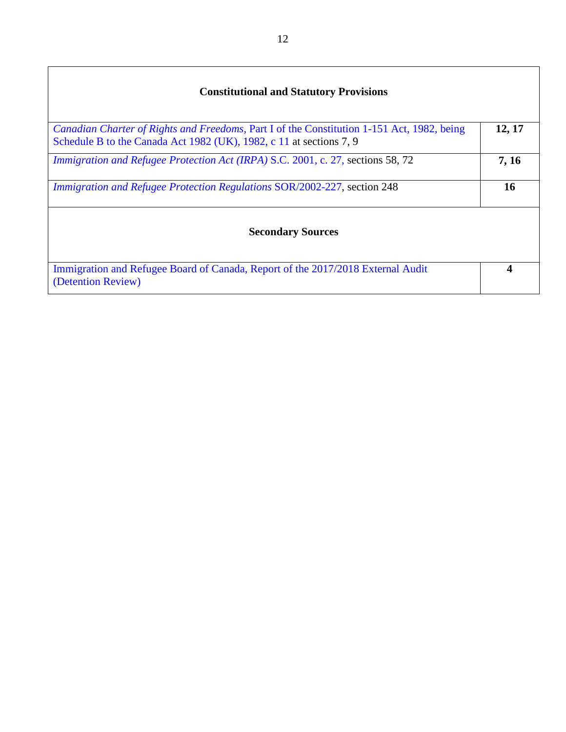| Constitutional and Statutory Provisions | |
|---|---|
| *Canadian Charter of Rights and Freedoms*, Part I of the Constitution 1-151 Act, 1982, being Schedule B to the Canada Act 1982 (UK), 1982, c 11 at sections 7, 9 | **12, 17** |
| *Immigration and Refugee Protection Act (IRPA)* S.C. 2001, c. 27, sections 58, 72 | **7, 16** |
| *Immigration and Refugee Protection Regulations* SOR/2002-227, section 248 | **16** |
| **Secondary Sources** | |
| Immigration and Refugee Board of Canada, Report of the 2017/2018 External Audit (Detention Review) | **4** |